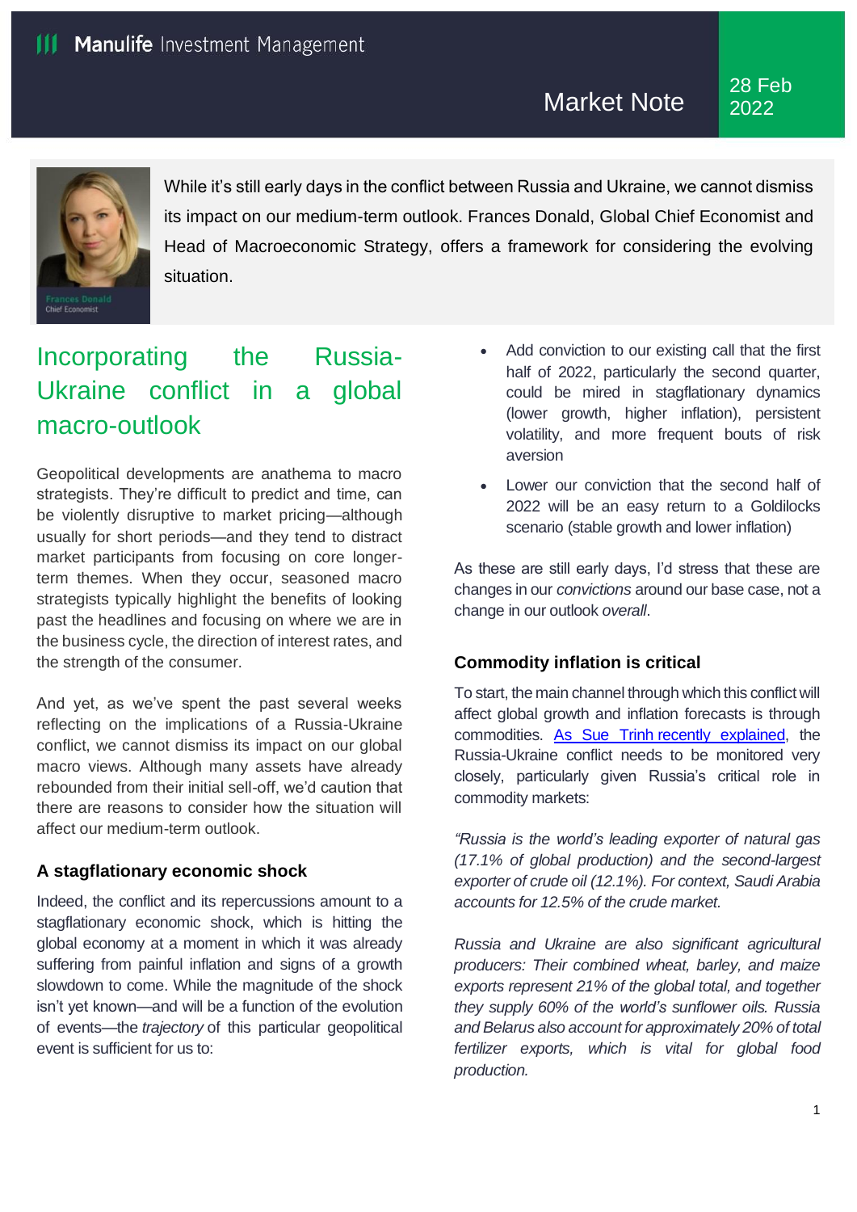Manulife Investment Management

Market Note

28 Feb 2022

While it's still early days in the conflict between Russia and Ukraine, we cannot dismiss its impact on our medium-term outlook. Frances Donald, Global Chief Economist and Head of Macroeconomic Strategy, offers a framework for considering the evolving situation.

Frances Donald
Chief Economist

# Incorporating the Russia-Ukraine conflict in a global macro-outlook

Geopolitical developments are anathema to macro strategists. They're difficult to predict and time, can be violently disruptive to market pricing—although usually for short periods—and they tend to distract market participants from focusing on core longer-term themes. When they occur, seasoned macro strategists typically highlight the benefits of looking past the headlines and focusing on where we are in the business cycle, the direction of interest rates, and the strength of the consumer.

And yet, as we've spent the past several weeks reflecting on the implications of a Russia-Ukraine conflict, we cannot dismiss its impact on our global macro views. Although many assets have already rebounded from their initial sell-off, we'd caution that there are reasons to consider how the situation will affect our medium-term outlook.

### A stagflationary economic shock

Indeed, the conflict and its repercussions amount to a stagflationary economic shock, which is hitting the global economy at a moment in which it was already suffering from painful inflation and signs of a growth slowdown to come. While the magnitude of the shock isn't yet known—and will be a function of the evolution of events—the *trajectory* of this particular geopolitical event is sufficient for us to:

- Add conviction to our existing call that the first half of 2022, particularly the second quarter, could be mired in stagflationary dynamics (lower growth, higher inflation), persistent volatility, and more frequent bouts of risk aversion
- Lower our conviction that the second half of 2022 will be an easy return to a Goldilocks scenario (stable growth and lower inflation)

As these are still early days, I'd stress that these are changes in our *convictions* around our base case, not a change in our outlook *overall*.

### Commodity inflation is critical

To start, the main channel through which this conflict will affect global growth and inflation forecasts is through commodities. As Sue Trinh recently explained, the Russia-Ukraine conflict needs to be monitored very closely, particularly given Russia's critical role in commodity markets:

*"Russia is the world's leading exporter of natural gas (17.1% of global production) and the second-largest exporter of crude oil (12.1%). For context, Saudi Arabia accounts for 12.5% of the crude market.*

*Russia and Ukraine are also significant agricultural producers: Their combined wheat, barley, and maize exports represent 21% of the global total, and together they supply 60% of the world's sunflower oils. Russia and Belarus also account for approximately 20% of total fertilizer exports, which is vital for global food production.*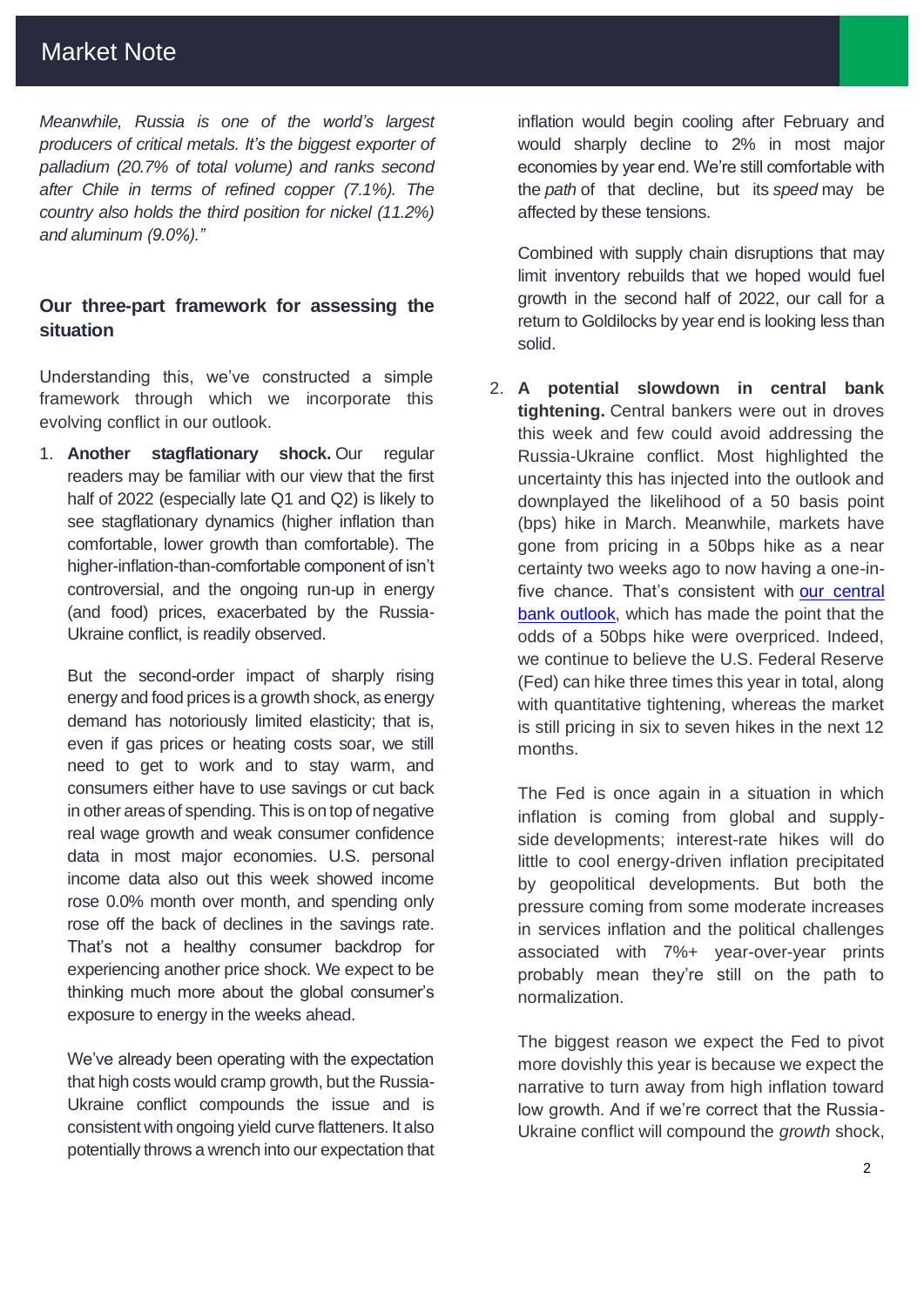*Meanwhile, Russia is one of the world's largest producers of critical metals. It's the biggest exporter of palladium (20.7% of total volume) and ranks second after Chile in terms of refined copper (7.1%). The country also holds the third position for nickel (11.2%) and aluminum (9.0%)."*

### Our three-part framework for assessing the situation

Understanding this, we've constructed a simple framework through which we incorporate this evolving conflict in our outlook.

1. **Another stagflationary shock.** Our regular readers may be familiar with our view that the first half of 2022 (especially late Q1 and Q2) is likely to see stagflationary dynamics (higher inflation than comfortable, lower growth than comfortable). The higher-inflation-than-comfortable component of isn't controversial, and the ongoing run-up in energy (and food) prices, exacerbated by the Russia-Ukraine conflict, is readily observed.

   But the second-order impact of sharply rising energy and food prices is a growth shock, as energy demand has notoriously limited elasticity; that is, even if gas prices or heating costs soar, we still need to get to work and to stay warm, and consumers either have to use savings or cut back in other areas of spending. This is on top of negative real wage growth and weak consumer confidence data in most major economies. U.S. personal income data also out this week showed income rose 0.0% month over month, and spending only rose off the back of declines in the savings rate. That's not a healthy consumer backdrop for experiencing another price shock. We expect to be thinking much more about the global consumer's exposure to energy in the weeks ahead.

   We've already been operating with the expectation that high costs would cramp growth, but the Russia-Ukraine conflict compounds the issue and is consistent with ongoing yield curve flatteners. It also potentially throws a wrench into our expectation that inflation would begin cooling after February and would sharply decline to 2% in most major economies by year end. We're still comfortable with the *path* of that decline, but its *speed* may be affected by these tensions.

   Combined with supply chain disruptions that may limit inventory rebuilds that we hoped would fuel growth in the second half of 2022, our call for a return to Goldilocks by year end is looking less than solid.

2. **A potential slowdown in central bank tightening.** Central bankers were out in droves this week and few could avoid addressing the Russia-Ukraine conflict. Most highlighted the uncertainty this has injected into the outlook and downplayed the likelihood of a 50 basis point (bps) hike in March. Meanwhile, markets have gone from pricing in a 50bps hike as a near certainty two weeks ago to now having a one-in-five chance. That's consistent with [our central bank outlook](), which has made the point that the odds of a 50bps hike were overpriced. Indeed, we continue to believe the U.S. Federal Reserve (Fed) can hike three times this year in total, along with quantitative tightening, whereas the market is still pricing in six to seven hikes in the next 12 months.

   The Fed is once again in a situation in which inflation is coming from global and supply-side developments; interest-rate hikes will do little to cool energy-driven inflation precipitated by geopolitical developments. But both the pressure coming from some moderate increases in services inflation and the political challenges associated with 7%+ year-over-year prints probably mean they're still on the path to normalization.

   The biggest reason we expect the Fed to pivot more dovishly this year is because we expect the narrative to turn away from high inflation toward low growth. And if we're correct that the Russia-Ukraine conflict will compound the *growth* shock,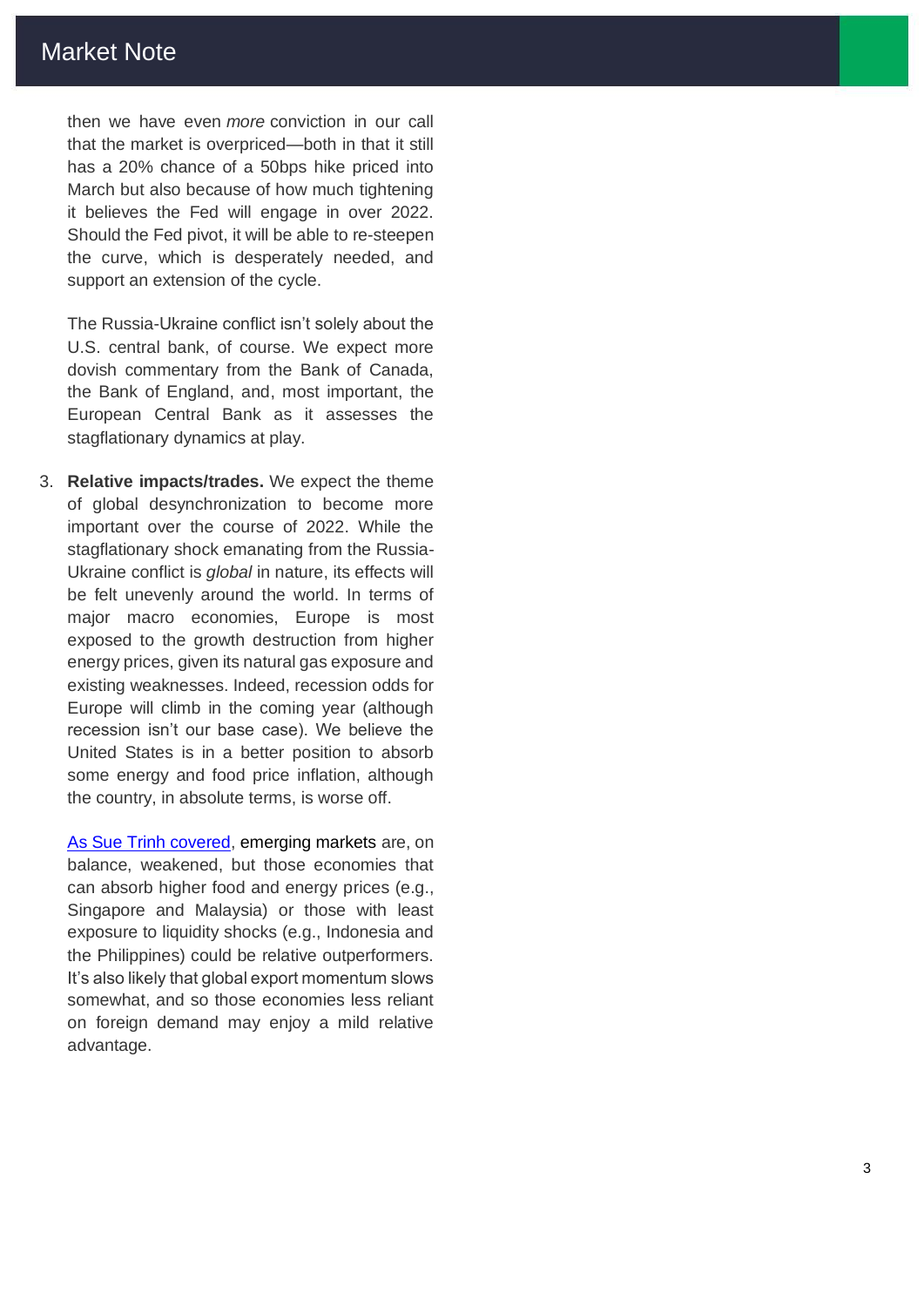then we have even *more* conviction in our call that the market is overpriced—both in that it still has a 20% chance of a 50bps hike priced into March but also because of how much tightening it believes the Fed will engage in over 2022. Should the Fed pivot, it will be able to re-steepen the curve, which is desperately needed, and support an extension of the cycle.

The Russia-Ukraine conflict isn't solely about the U.S. central bank, of course. We expect more dovish commentary from the Bank of Canada, the Bank of England, and, most important, the European Central Bank as it assesses the stagflationary dynamics at play.

3. **Relative impacts/trades.** We expect the theme of global desynchronization to become more important over the course of 2022. While the stagflationary shock emanating from the Russia-Ukraine conflict is *global* in nature, its effects will be felt unevenly around the world. In terms of major macro economies, Europe is most exposed to the growth destruction from higher energy prices, given its natural gas exposure and existing weaknesses. Indeed, recession odds for Europe will climb in the coming year (although recession isn't our base case). We believe the United States is in a better position to absorb some energy and food price inflation, although the country, in absolute terms, is worse off.

   As Sue Trinh covered, emerging markets are, on balance, weakened, but those economies that can absorb higher food and energy prices (e.g., Singapore and Malaysia) or those with least exposure to liquidity shocks (e.g., Indonesia and the Philippines) could be relative outperformers. It's also likely that global export momentum slows somewhat, and so those economies less reliant on foreign demand may enjoy a mild relative advantage.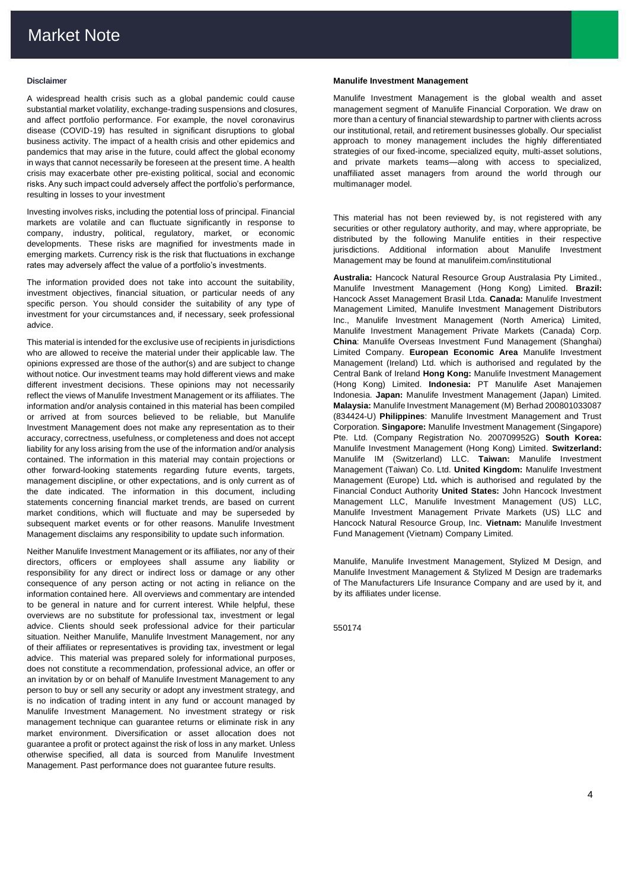# Market Note

### Disclaimer

A widespread health crisis such as a global pandemic could cause substantial market volatility, exchange-trading suspensions and closures, and affect portfolio performance. For example, the novel coronavirus disease (COVID-19) has resulted in significant disruptions to global business activity. The impact of a health crisis and other epidemics and pandemics that may arise in the future, could affect the global economy in ways that cannot necessarily be foreseen at the present time. A health crisis may exacerbate other pre-existing political, social and economic risks. Any such impact could adversely affect the portfolio's performance, resulting in losses to your investment

Investing involves risks, including the potential loss of principal. Financial markets are volatile and can fluctuate significantly in response to company, industry, political, regulatory, market, or economic developments. These risks are magnified for investments made in emerging markets. Currency risk is the risk that fluctuations in exchange rates may adversely affect the value of a portfolio's investments.

The information provided does not take into account the suitability, investment objectives, financial situation, or particular needs of any specific person. You should consider the suitability of any type of investment for your circumstances and, if necessary, seek professional advice.

This material is intended for the exclusive use of recipients in jurisdictions who are allowed to receive the material under their applicable law. The opinions expressed are those of the author(s) and are subject to change without notice. Our investment teams may hold different views and make different investment decisions. These opinions may not necessarily reflect the views of Manulife Investment Management or its affiliates. The information and/or analysis contained in this material has been compiled or arrived at from sources believed to be reliable, but Manulife Investment Management does not make any representation as to their accuracy, correctness, usefulness, or completeness and does not accept liability for any loss arising from the use of the information and/or analysis contained. The information in this material may contain projections or other forward-looking statements regarding future events, targets, management discipline, or other expectations, and is only current as of the date indicated. The information in this document, including statements concerning financial market trends, are based on current market conditions, which will fluctuate and may be superseded by subsequent market events or for other reasons. Manulife Investment Management disclaims any responsibility to update such information.

Neither Manulife Investment Management or its affiliates, nor any of their directors, officers or employees shall assume any liability or responsibility for any direct or indirect loss or damage or any other consequence of any person acting or not acting in reliance on the information contained here. All overviews and commentary are intended to be general in nature and for current interest. While helpful, these overviews are no substitute for professional tax, investment or legal advice. Clients should seek professional advice for their particular situation. Neither Manulife, Manulife Investment Management, nor any of their affiliates or representatives is providing tax, investment or legal advice. This material was prepared solely for informational purposes, does not constitute a recommendation, professional advice, an offer or an invitation by or on behalf of Manulife Investment Management to any person to buy or sell any security or adopt any investment strategy, and is no indication of trading intent in any fund or account managed by Manulife Investment Management. No investment strategy or risk management technique can guarantee returns or eliminate risk in any market environment. Diversification or asset allocation does not guarantee a profit or protect against the risk of loss in any market. Unless otherwise specified, all data is sourced from Manulife Investment Management. Past performance does not guarantee future results.

### Manulife Investment Management

Manulife Investment Management is the global wealth and asset management segment of Manulife Financial Corporation. We draw on more than a century of financial stewardship to partner with clients across our institutional, retail, and retirement businesses globally. Our specialist approach to money management includes the highly differentiated strategies of our fixed-income, specialized equity, multi-asset solutions, and private markets teams—along with access to specialized, unaffiliated asset managers from around the world through our multimanager model.

This material has not been reviewed by, is not registered with any securities or other regulatory authority, and may, where appropriate, be distributed by the following Manulife entities in their respective jurisdictions. Additional information about Manulife Investment Management may be found at manulifeim.com/institutional

**Australia:** Hancock Natural Resource Group Australasia Pty Limited., Manulife Investment Management (Hong Kong) Limited. **Brazil:** Hancock Asset Management Brasil Ltda. **Canada:** Manulife Investment Management Limited, Manulife Investment Management Distributors Inc., Manulife Investment Management (North America) Limited, Manulife Investment Management Private Markets (Canada) Corp. **China**: Manulife Overseas Investment Fund Management (Shanghai) Limited Company. **European Economic Area** Manulife Investment Management (Ireland) Ltd. which is authorised and regulated by the Central Bank of Ireland **Hong Kong:** Manulife Investment Management (Hong Kong) Limited. **Indonesia:** PT Manulife Aset Manajemen Indonesia. **Japan:** Manulife Investment Management (Japan) Limited. **Malaysia:** Manulife Investment Management (M) Berhad 200801033087 (834424-U) **Philippines**: Manulife Investment Management and Trust Corporation. **Singapore:** Manulife Investment Management (Singapore) Pte. Ltd. (Company Registration No. 200709952G) **South Korea:** Manulife Investment Management (Hong Kong) Limited. **Switzerland:** Manulife IM (Switzerland) LLC. **Taiwan:** Manulife Investment Management (Taiwan) Co. Ltd. **United Kingdom:** Manulife Investment Management (Europe) Ltd**.** which is authorised and regulated by the Financial Conduct Authority **United States:** John Hancock Investment Management LLC, Manulife Investment Management (US) LLC, Manulife Investment Management Private Markets (US) LLC and Hancock Natural Resource Group, Inc. **Vietnam:** Manulife Investment Fund Management (Vietnam) Company Limited.

Manulife, Manulife Investment Management, Stylized M Design, and Manulife Investment Management & Stylized M Design are trademarks of The Manufacturers Life Insurance Company and are used by it, and by its affiliates under license.

550174